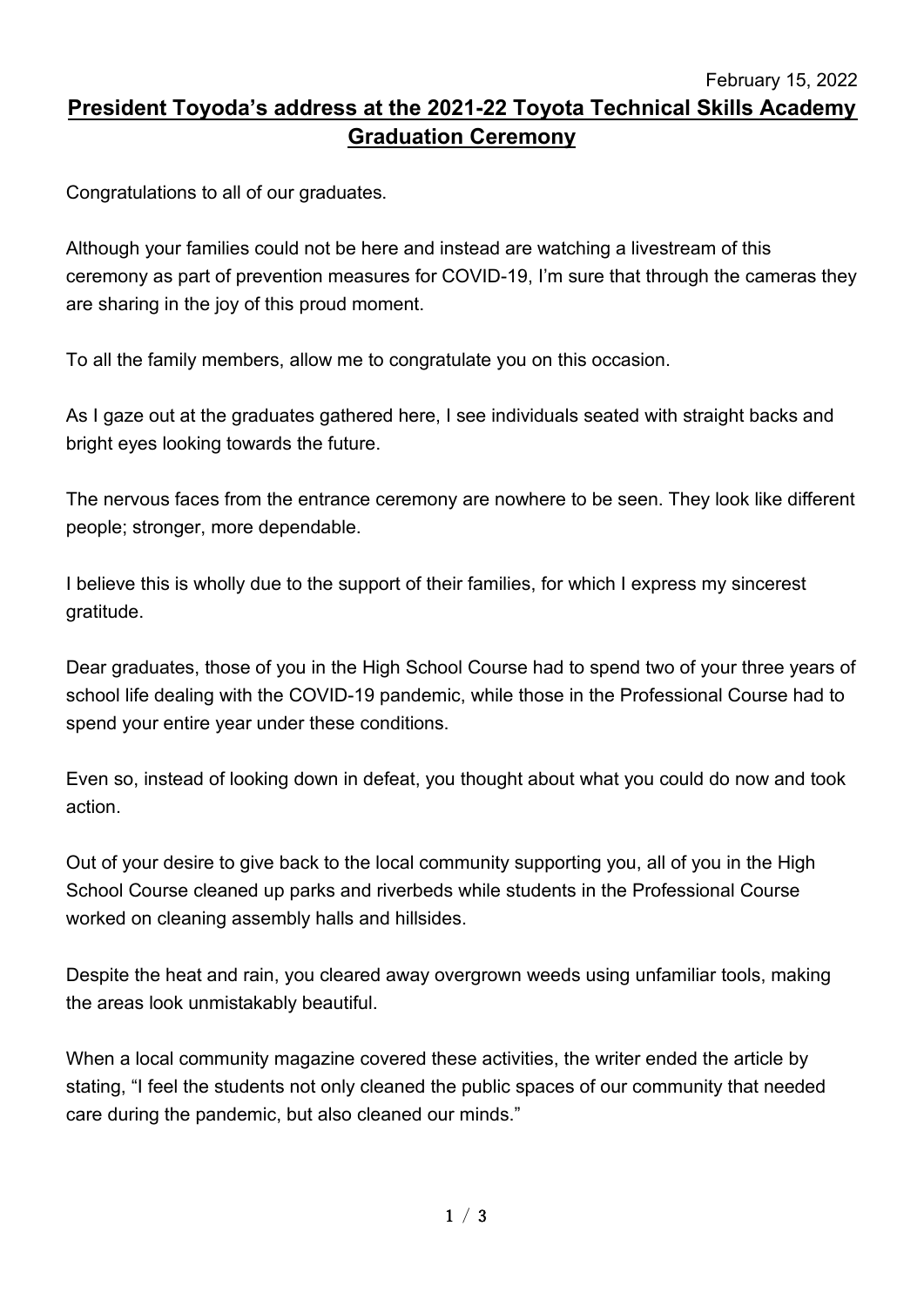February 15, 2022

# President Toyoda's address at the 2021-22 Toyota Technical Skills Academy Graduation Ceremony

Congratulations to all of our graduates.

Although your families could not be here and instead are watching a livestream of this ceremony as part of prevention measures for COVID-19, I'm sure that through the cameras they are sharing in the joy of this proud moment.

To all the family members, allow me to congratulate you on this occasion.

As I gaze out at the graduates gathered here, I see individuals seated with straight backs and bright eyes looking towards the future.

The nervous faces from the entrance ceremony are nowhere to be seen. They look like different people; stronger, more dependable.

I believe this is wholly due to the support of their families, for which I express my sincerest gratitude.

Dear graduates, those of you in the High School Course had to spend two of your three years of school life dealing with the COVID-19 pandemic, while those in the Professional Course had to spend your entire year under these conditions.

Even so, instead of looking down in defeat, you thought about what you could do now and took action.

Out of your desire to give back to the local community supporting you, all of you in the High School Course cleaned up parks and riverbeds while students in the Professional Course worked on cleaning assembly halls and hillsides.

Despite the heat and rain, you cleared away overgrown weeds using unfamiliar tools, making the areas look unmistakably beautiful.

When a local community magazine covered these activities, the writer ended the article by stating, "I feel the students not only cleaned the public spaces of our community that needed care during the pandemic, but also cleaned our minds."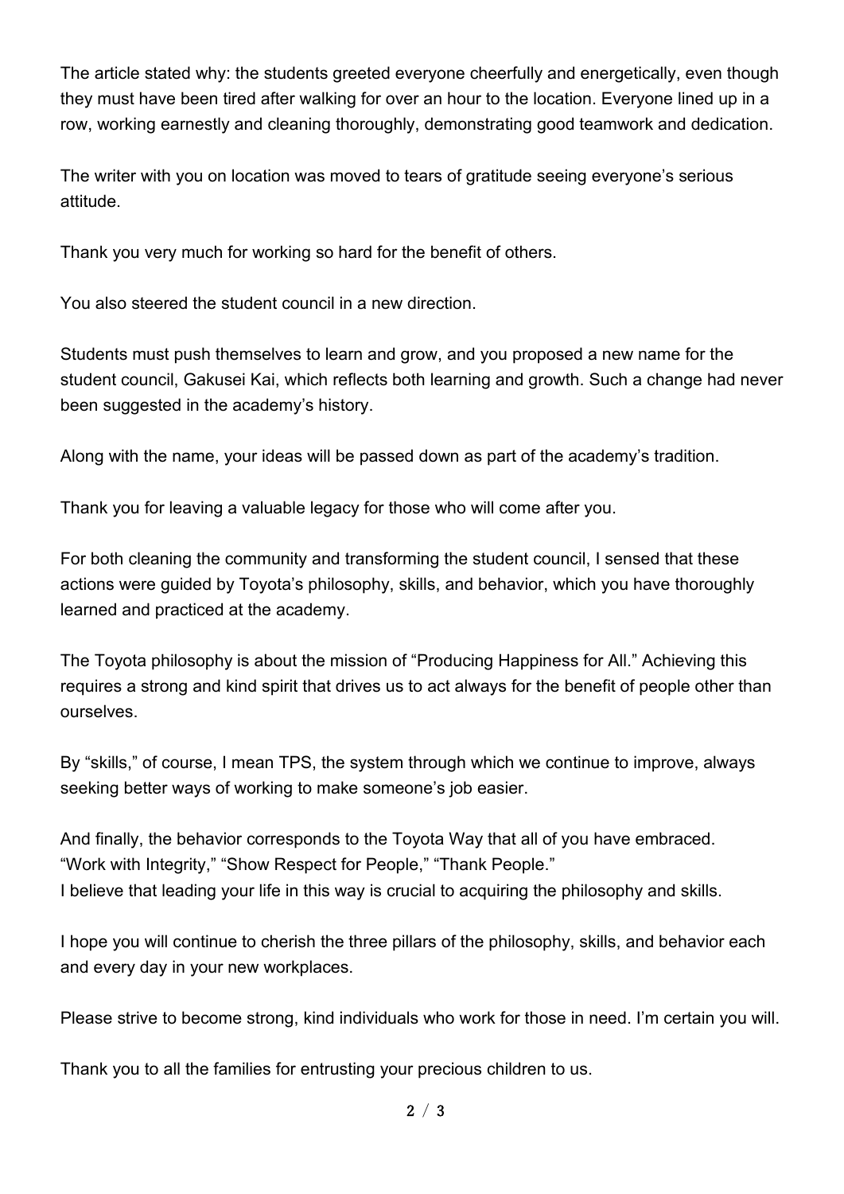The article stated why: the students greeted everyone cheerfully and energetically, even though they must have been tired after walking for over an hour to the location. Everyone lined up in a row, working earnestly and cleaning thoroughly, demonstrating good teamwork and dedication.

The writer with you on location was moved to tears of gratitude seeing everyone's serious attitude.

Thank you very much for working so hard for the benefit of others.

You also steered the student council in a new direction.

Students must push themselves to learn and grow, and you proposed a new name for the student council, Gakusei Kai, which reflects both learning and growth. Such a change had never been suggested in the academy's history.

Along with the name, your ideas will be passed down as part of the academy's tradition.

Thank you for leaving a valuable legacy for those who will come after you.

For both cleaning the community and transforming the student council, I sensed that these actions were guided by Toyota's philosophy, skills, and behavior, which you have thoroughly learned and practiced at the academy.

The Toyota philosophy is about the mission of "Producing Happiness for All." Achieving this requires a strong and kind spirit that drives us to act always for the benefit of people other than ourselves.

By "skills," of course, I mean TPS, the system through which we continue to improve, always seeking better ways of working to make someone's job easier.

And finally, the behavior corresponds to the Toyota Way that all of you have embraced.
"Work with Integrity," "Show Respect for People," "Thank People."
I believe that leading your life in this way is crucial to acquiring the philosophy and skills.

I hope you will continue to cherish the three pillars of the philosophy, skills, and behavior each and every day in your new workplaces.

Please strive to become strong, kind individuals who work for those in need. I'm certain you will.

Thank you to all the families for entrusting your precious children to us.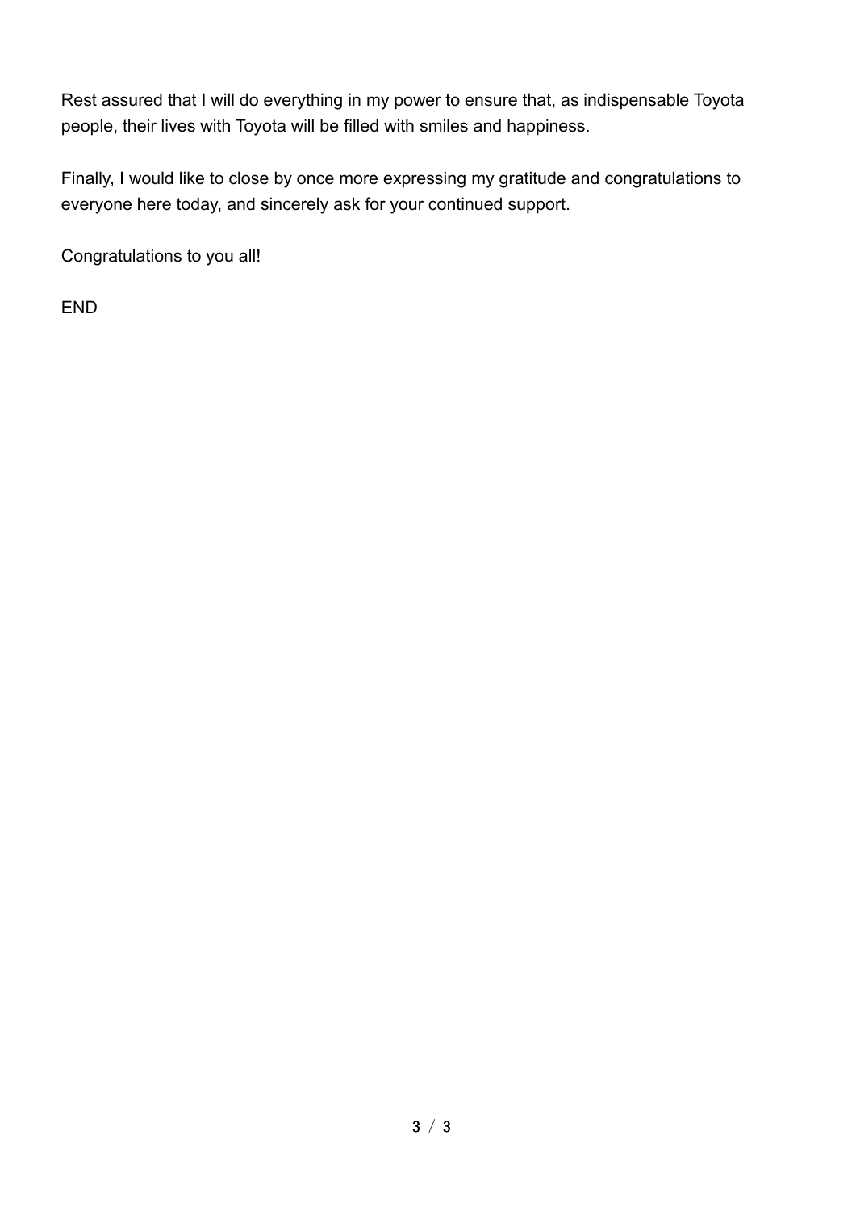Rest assured that I will do everything in my power to ensure that, as indispensable Toyota people, their lives with Toyota will be filled with smiles and happiness.

Finally, I would like to close by once more expressing my gratitude and congratulations to everyone here today, and sincerely ask for your continued support.

Congratulations to you all!

END